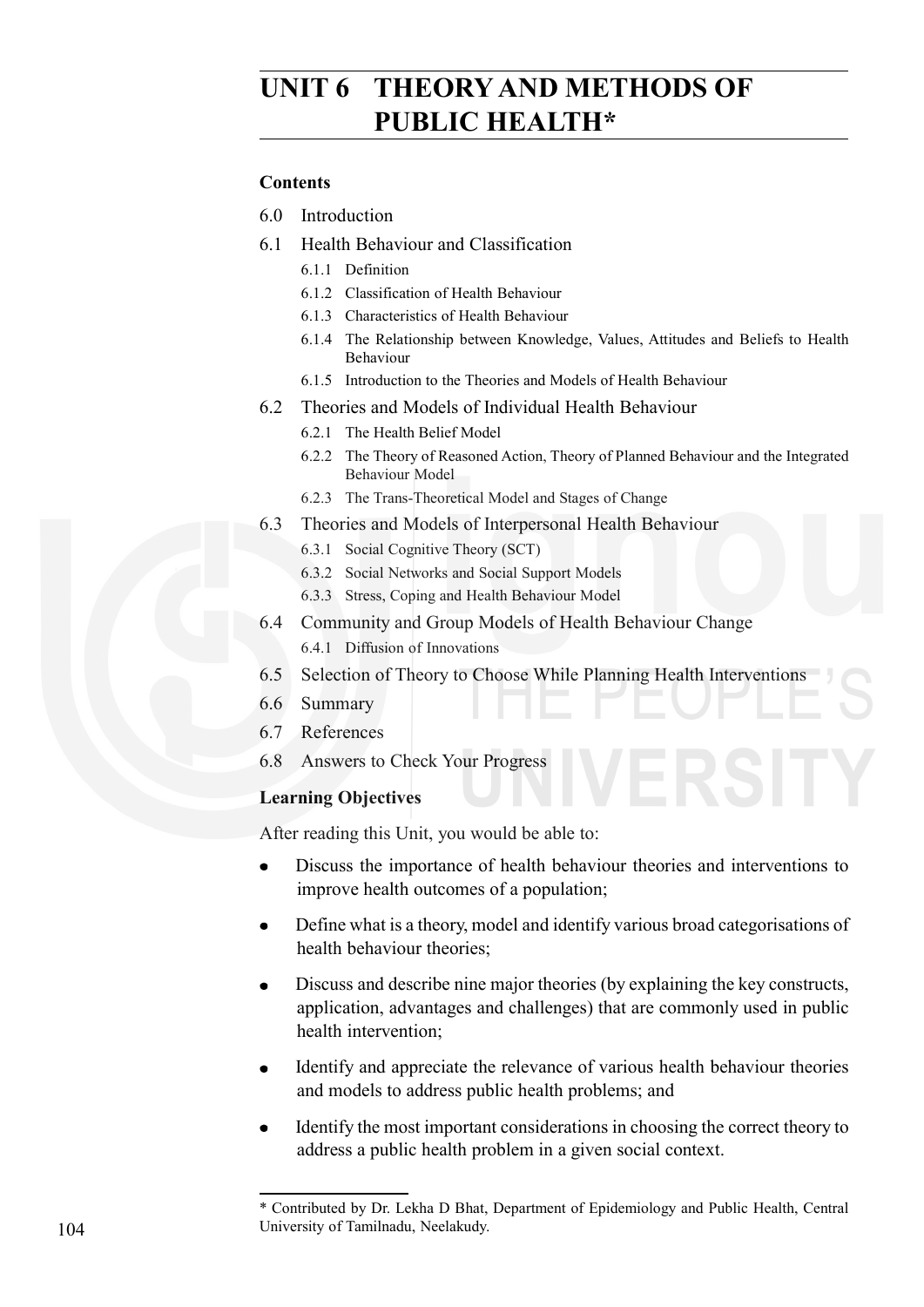# UNIT 6 THEORY AND METHODS OF PUBLIC HEALTH*

**Contents**

6.0 Introduction

6.1 Health Behaviour and Classification

- 6.1.1 Definition
- 6.1.2 Classification of Health Behaviour
- 6.1.3 Characteristics of Health Behaviour
- 6.1.4 The Relationship between Knowledge, Values, Attitudes and Beliefs to Health Behaviour
- 6.1.5 Introduction to the Theories and Models of Health Behaviour

6.2 Theories and Models of Individual Health Behaviour

- 6.2.1 The Health Belief Model
- 6.2.2 The Theory of Reasoned Action, Theory of Planned Behaviour and the Integrated Behaviour Model
- 6.2.3 The Trans-Theoretical Model and Stages of Change

6.3 Theories and Models of Interpersonal Health Behaviour

- 6.3.1 Social Cognitive Theory (SCT)
- 6.3.2 Social Networks and Social Support Models
- 6.3.3 Stress, Coping and Health Behaviour Model

6.4 Community and Group Models of Health Behaviour Change

- 6.4.1 Diffusion of Innovations

6.5 Selection of Theory to Choose While Planning Health Interventions

6.6 Summary

6.7 References

6.8 Answers to Check Your Progress

**Learning Objectives**

After reading this Unit, you would be able to:

- Discuss the importance of health behaviour theories and interventions to improve health outcomes of a population;
- Define what is a theory, model and identify various broad categorisations of health behaviour theories;
- Discuss and describe nine major theories (by explaining the key constructs, application, advantages and challenges) that are commonly used in public health intervention;
- Identify and appreciate the relevance of various health behaviour theories and models to address public health problems; and
- Identify the most important considerations in choosing the correct theory to address a public health problem in a given social context.

---

* Contributed by Dr. Lekha D Bhat, Department of Epidemiology and Public Health, Central University of Tamilnadu, Neelakudy.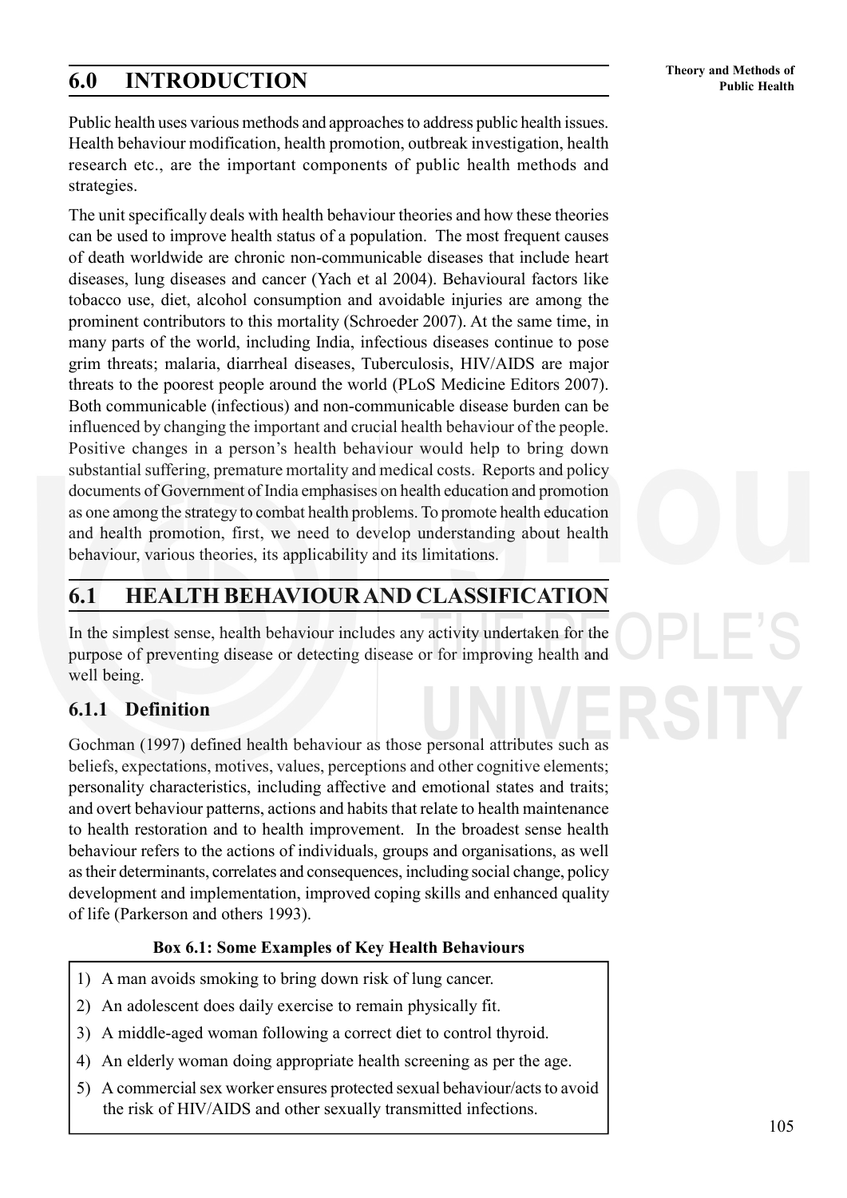## 6.0 INTRODUCTION

Public health uses various methods and approaches to address public health issues. Health behaviour modification, health promotion, outbreak investigation, health research etc., are the important components of public health methods and strategies.

The unit specifically deals with health behaviour theories and how these theories can be used to improve health status of a population. The most frequent causes of death worldwide are chronic non-communicable diseases that include heart diseases, lung diseases and cancer (Yach et al 2004). Behavioural factors like tobacco use, diet, alcohol consumption and avoidable injuries are among the prominent contributors to this mortality (Schroeder 2007). At the same time, in many parts of the world, including India, infectious diseases continue to pose grim threats; malaria, diarrheal diseases, Tuberculosis, HIV/AIDS are major threats to the poorest people around the world (PLoS Medicine Editors 2007). Both communicable (infectious) and non-communicable disease burden can be influenced by changing the important and crucial health behaviour of the people. Positive changes in a person's health behaviour would help to bring down substantial suffering, premature mortality and medical costs. Reports and policy documents of Government of India emphasises on health education and promotion as one among the strategy to combat health problems. To promote health education and health promotion, first, we need to develop understanding about health behaviour, various theories, its applicability and its limitations.

## 6.1 HEALTH BEHAVIOUR AND CLASSIFICATION

In the simplest sense, health behaviour includes any activity undertaken for the purpose of preventing disease or detecting disease or for improving health and well being.

### 6.1.1 Definition

Gochman (1997) defined health behaviour as those personal attributes such as beliefs, expectations, motives, values, perceptions and other cognitive elements; personality characteristics, including affective and emotional states and traits; and overt behaviour patterns, actions and habits that relate to health maintenance to health restoration and to health improvement. In the broadest sense health behaviour refers to the actions of individuals, groups and organisations, as well as their determinants, correlates and consequences, including social change, policy development and implementation, improved coping skills and enhanced quality of life (Parkerson and others 1993).

**Box 6.1: Some Examples of Key Health Behaviours**

1) A man avoids smoking to bring down risk of lung cancer.
2) An adolescent does daily exercise to remain physically fit.
3) A middle-aged woman following a correct diet to control thyroid.
4) An elderly woman doing appropriate health screening as per the age.
5) A commercial sex worker ensures protected sexual behaviour/acts to avoid the risk of HIV/AIDS and other sexually transmitted infections.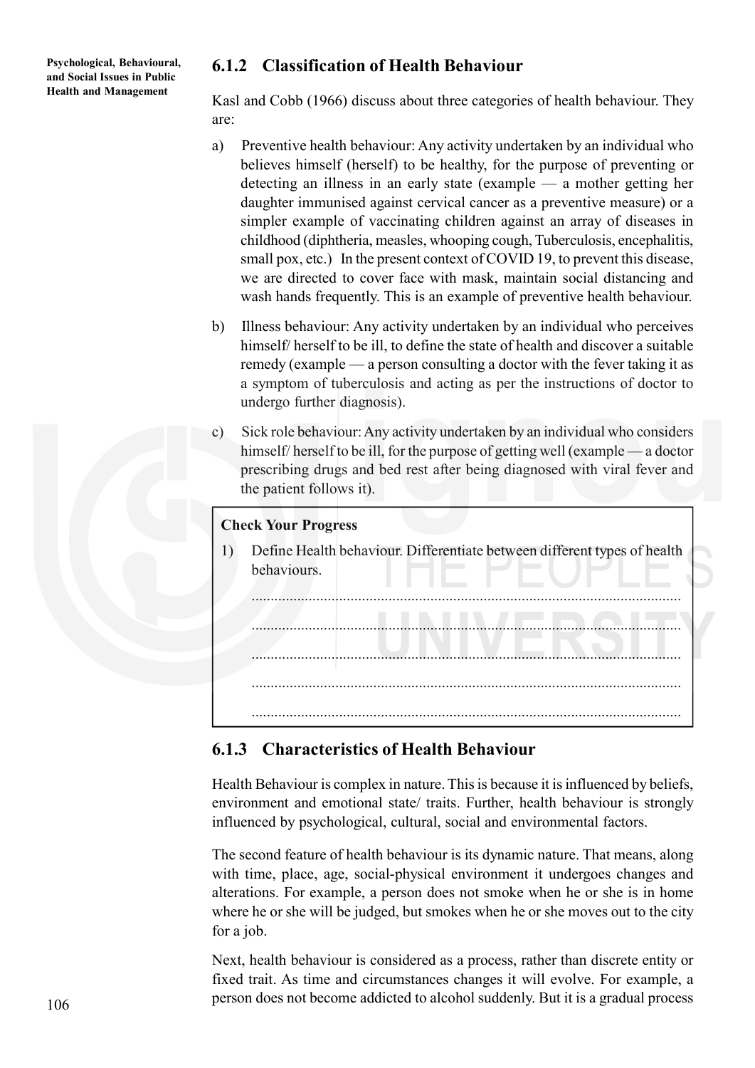### 6.1.2 Classification of Health Behaviour

Kasl and Cobb (1966) discuss about three categories of health behaviour. They are:

a) Preventive health behaviour: Any activity undertaken by an individual who believes himself (herself) to be healthy, for the purpose of preventing or detecting an illness in an early state (example — a mother getting her daughter immunised against cervical cancer as a preventive measure) or a simpler example of vaccinating children against an array of diseases in childhood (diphtheria, measles, whooping cough, Tuberculosis, encephalitis, small pox, etc.) In the present context of COVID 19, to prevent this disease, we are directed to cover face with mask, maintain social distancing and wash hands frequently. This is an example of preventive health behaviour.

b) Illness behaviour: Any activity undertaken by an individual who perceives himself/ herself to be ill, to define the state of health and discover a suitable remedy (example — a person consulting a doctor with the fever taking it as a symptom of tuberculosis and acting as per the instructions of doctor to undergo further diagnosis).

c) Sick role behaviour: Any activity undertaken by an individual who considers himself/ herself to be ill, for the purpose of getting well (example — a doctor prescribing drugs and bed rest after being diagnosed with viral fever and the patient follows it).

**Check Your Progress**

1) Define Health behaviour. Differentiate between different types of health behaviours.

...............................................................................................................

...............................................................................................................

...............................................................................................................

...............................................................................................................

...............................................................................................................

### 6.1.3 Characteristics of Health Behaviour

Health Behaviour is complex in nature. This is because it is influenced by beliefs, environment and emotional state/ traits. Further, health behaviour is strongly influenced by psychological, cultural, social and environmental factors.

The second feature of health behaviour is its dynamic nature. That means, along with time, place, age, social-physical environment it undergoes changes and alterations. For example, a person does not smoke when he or she is in home where he or she will be judged, but smokes when he or she moves out to the city for a job.

Next, health behaviour is considered as a process, rather than discrete entity or fixed trait. As time and circumstances changes it will evolve. For example, a person does not become addicted to alcohol suddenly. But it is a gradual process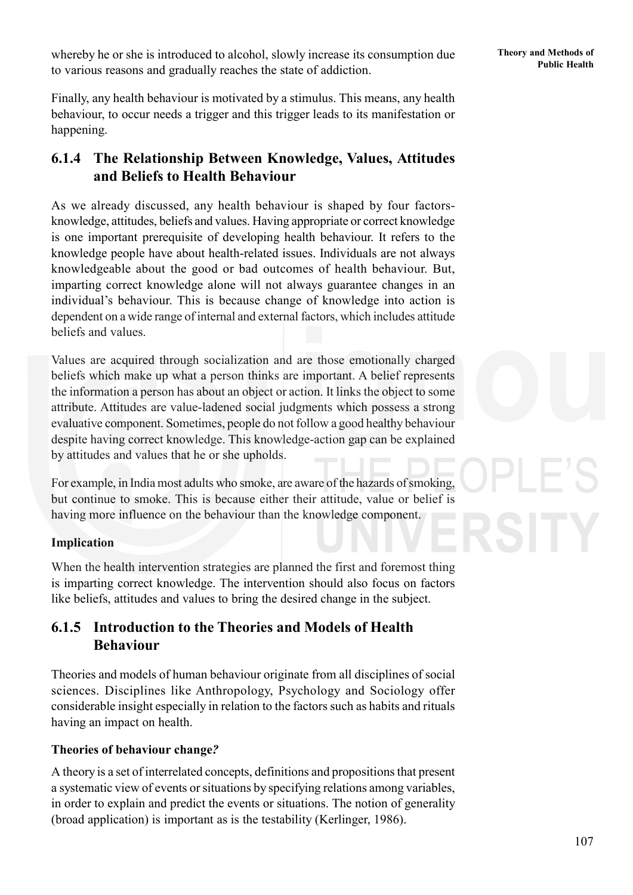whereby he or she is introduced to alcohol, slowly increase its consumption due to various reasons and gradually reaches the state of addiction.

Finally, any health behaviour is motivated by a stimulus. This means, any health behaviour, to occur needs a trigger and this trigger leads to its manifestation or happening.

## 6.1.4 The Relationship Between Knowledge, Values, Attitudes and Beliefs to Health Behaviour

As we already discussed, any health behaviour is shaped by four factors-knowledge, attitudes, beliefs and values. Having appropriate or correct knowledge is one important prerequisite of developing health behaviour. It refers to the knowledge people have about health-related issues. Individuals are not always knowledgeable about the good or bad outcomes of health behaviour. But, imparting correct knowledge alone will not always guarantee changes in an individual's behaviour. This is because change of knowledge into action is dependent on a wide range of internal and external factors, which includes attitude beliefs and values.

Values are acquired through socialization and are those emotionally charged beliefs which make up what a person thinks are important. A belief represents the information a person has about an object or action. It links the object to some attribute. Attitudes are value-ladened social judgments which possess a strong evaluative component. Sometimes, people do not follow a good healthy behaviour despite having correct knowledge. This knowledge-action gap can be explained by attitudes and values that he or she upholds.

For example, in India most adults who smoke, are aware of the hazards of smoking, but continue to smoke. This is because either their attitude, value or belief is having more influence on the behaviour than the knowledge component.

**Implication**

When the health intervention strategies are planned the first and foremost thing is imparting correct knowledge. The intervention should also focus on factors like beliefs, attitudes and values to bring the desired change in the subject.

## 6.1.5 Introduction to the Theories and Models of Health Behaviour

Theories and models of human behaviour originate from all disciplines of social sciences. Disciplines like Anthropology, Psychology and Sociology offer considerable insight especially in relation to the factors such as habits and rituals having an impact on health.

**Theories of behaviour change*?***

A theory is a set of interrelated concepts, definitions and propositions that present a systematic view of events or situations by specifying relations among variables, in order to explain and predict the events or situations. The notion of generality (broad application) is important as is the testability (Kerlinger, 1986).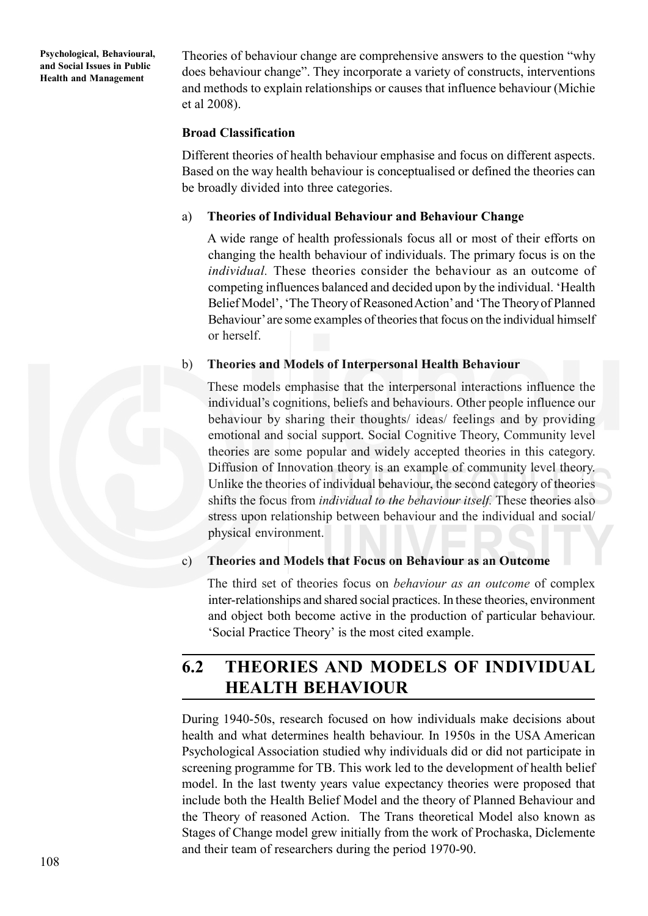Theories of behaviour change are comprehensive answers to the question "why does behaviour change". They incorporate a variety of constructs, interventions and methods to explain relationships or causes that influence behaviour (Michie et al 2008).

**Broad Classification**

Different theories of health behaviour emphasise and focus on different aspects. Based on the way health behaviour is conceptualised or defined the theories can be broadly divided into three categories.

a) **Theories of Individual Behaviour and Behaviour Change**

A wide range of health professionals focus all or most of their efforts on changing the health behaviour of individuals. The primary focus is on the *individual.* These theories consider the behaviour as an outcome of competing influences balanced and decided upon by the individual. 'Health Belief Model', 'The Theory of Reasoned Action' and 'The Theory of Planned Behaviour' are some examples of theories that focus on the individual himself or herself.

b) **Theories and Models of Interpersonal Health Behaviour**

These models emphasise that the interpersonal interactions influence the individual's cognitions, beliefs and behaviours. Other people influence our behaviour by sharing their thoughts/ ideas/ feelings and by providing emotional and social support. Social Cognitive Theory, Community level theories are some popular and widely accepted theories in this category. Diffusion of Innovation theory is an example of community level theory. Unlike the theories of individual behaviour, the second category of theories shifts the focus from *individual to the behaviour itself.* These theories also stress upon relationship between behaviour and the individual and social/ physical environment.

c) **Theories and Models that Focus on Behaviour as an Outcome**

The third set of theories focus on *behaviour as an outcome* of complex inter-relationships and shared social practices. In these theories, environment and object both become active in the production of particular behaviour. 'Social Practice Theory' is the most cited example.

## 6.2 THEORIES AND MODELS OF INDIVIDUAL HEALTH BEHAVIOUR

During 1940-50s, research focused on how individuals make decisions about health and what determines health behaviour. In 1950s in the USA American Psychological Association studied why individuals did or did not participate in screening programme for TB. This work led to the development of health belief model. In the last twenty years value expectancy theories were proposed that include both the Health Belief Model and the theory of Planned Behaviour and the Theory of reasoned Action. The Trans theoretical Model also known as Stages of Change model grew initially from the work of Prochaska, Diclemente and their team of researchers during the period 1970-90.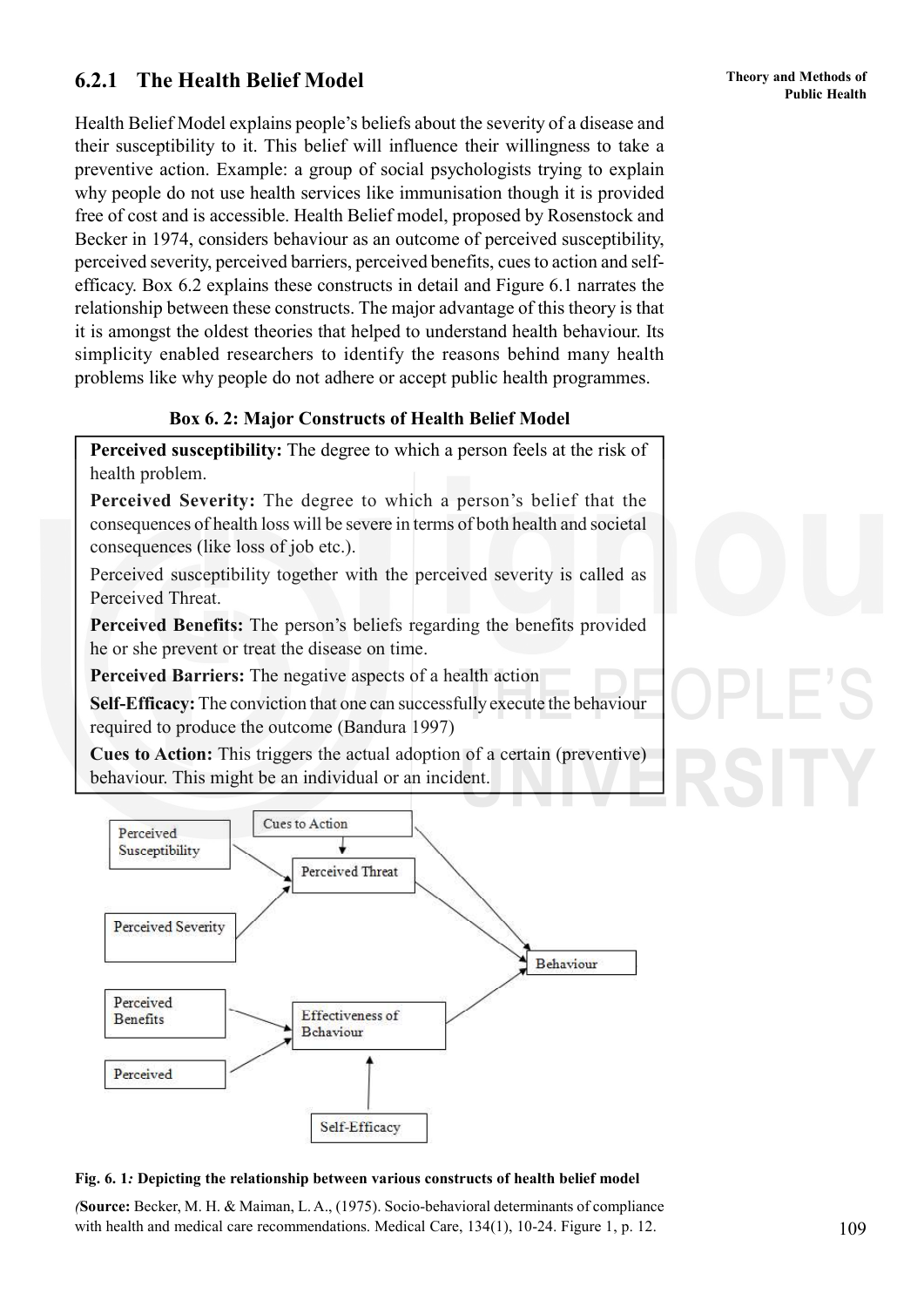## 6.2.1 The Health Belief Model

Health Belief Model explains people's beliefs about the severity of a disease and their susceptibility to it. This belief will influence their willingness to take a preventive action. Example: a group of social psychologists trying to explain why people do not use health services like immunisation though it is provided free of cost and is accessible. Health Belief model, proposed by Rosenstock and Becker in 1974, considers behaviour as an outcome of perceived susceptibility, perceived severity, perceived barriers, perceived benefits, cues to action and self-efficacy. Box 6.2 explains these constructs in detail and Figure 6.1 narrates the relationship between these constructs. The major advantage of this theory is that it is amongst the oldest theories that helped to understand health behaviour. Its simplicity enabled researchers to identify the reasons behind many health problems like why people do not adhere or accept public health programmes.

**Box 6. 2: Major Constructs of Health Belief Model**

**Perceived susceptibility:** The degree to which a person feels at the risk of health problem.

**Perceived Severity:** The degree to which a person's belief that the consequences of health loss will be severe in terms of both health and societal consequences (like loss of job etc.).

Perceived susceptibility together with the perceived severity is called as Perceived Threat.

**Perceived Benefits:** The person's beliefs regarding the benefits provided he or she prevent or treat the disease on time.

**Perceived Barriers:** The negative aspects of a health action

**Self-Efficacy:** The conviction that one can successfully execute the behaviour required to produce the outcome (Bandura 1997)

**Cues to Action:** This triggers the actual adoption of a certain (preventive) behaviour. This might be an individual or an incident.

Perceived Susceptibility → Perceived Threat
Perceived Severity → Perceived Threat
Cues to Action → Perceived Threat
Cues to Action → Behaviour
Perceived Threat → Behaviour
Perceived Benefits → Effectiveness of Behaviour
Perceived → Effectiveness of Behaviour
Self-Efficacy → Effectiveness of Behaviour
Effectiveness of Behaviour → Behaviour

**Fig. 6. 1: Depicting the relationship between various constructs of health belief model**

(**Source:** Becker, M. H. & Maiman, L. A., (1975). Socio-behavioral determinants of compliance with health and medical care recommendations. Medical Care, 134(1), 10-24. Figure 1, p. 12.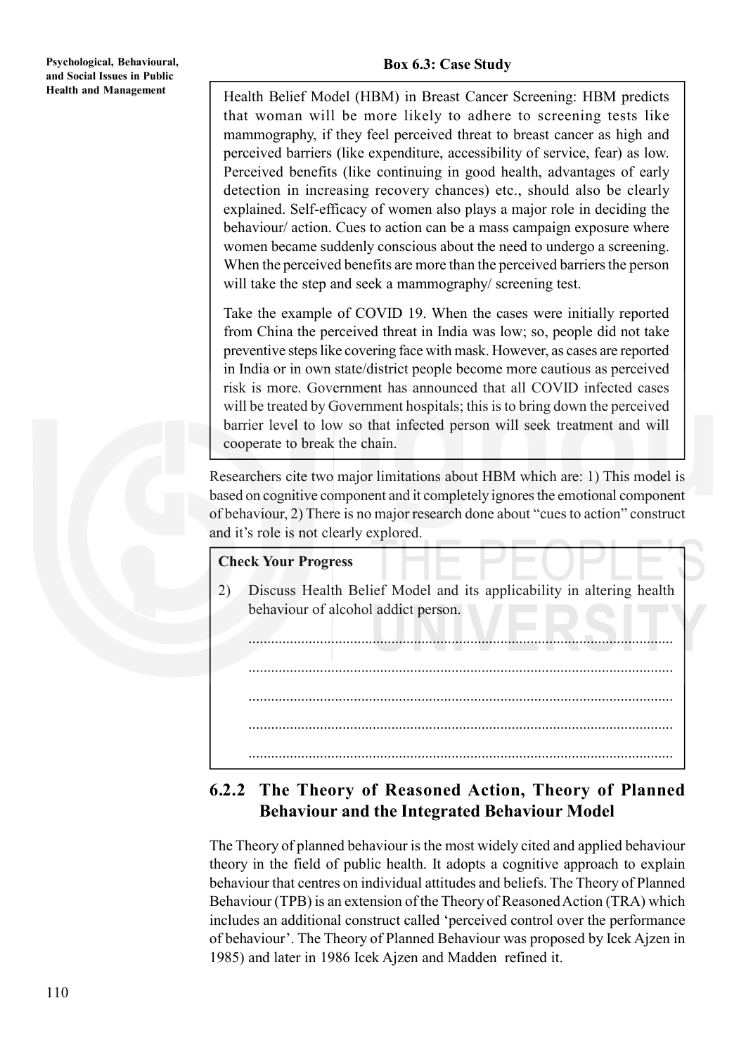**Box 6.3: Case Study**

Health Belief Model (HBM) in Breast Cancer Screening: HBM predicts that woman will be more likely to adhere to screening tests like mammography, if they feel perceived threat to breast cancer as high and perceived barriers (like expenditure, accessibility of service, fear) as low. Perceived benefits (like continuing in good health, advantages of early detection in increasing recovery chances) etc., should also be clearly explained. Self-efficacy of women also plays a major role in deciding the behaviour/ action. Cues to action can be a mass campaign exposure where women became suddenly conscious about the need to undergo a screening. When the perceived benefits are more than the perceived barriers the person will take the step and seek a mammography/ screening test.

Take the example of COVID 19. When the cases were initially reported from China the perceived threat in India was low; so, people did not take preventive steps like covering face with mask. However, as cases are reported in India or in own state/district people become more cautious as perceived risk is more. Government has announced that all COVID infected cases will be treated by Government hospitals; this is to bring down the perceived barrier level to low so that infected person will seek treatment and will cooperate to break the chain.

Researchers cite two major limitations about HBM which are: 1) This model is based on cognitive component and it completely ignores the emotional component of behaviour, 2) There is no major research done about "cues to action" construct and it's role is not clearly explored.

**Check Your Progress**

2) Discuss Health Belief Model and its applicability in altering health behaviour of alcohol addict person.

..............................................................................................................

..............................................................................................................

..............................................................................................................

..............................................................................................................

..............................................................................................................

### 6.2.2 The Theory of Reasoned Action, Theory of Planned Behaviour and the Integrated Behaviour Model

The Theory of planned behaviour is the most widely cited and applied behaviour theory in the field of public health. It adopts a cognitive approach to explain behaviour that centres on individual attitudes and beliefs. The Theory of Planned Behaviour (TPB) is an extension of the Theory of Reasoned Action (TRA) which includes an additional construct called 'perceived control over the performance of behaviour'. The Theory of Planned Behaviour was proposed by Icek Ajzen in 1985) and later in 1986 Icek Ajzen and Madden refined it.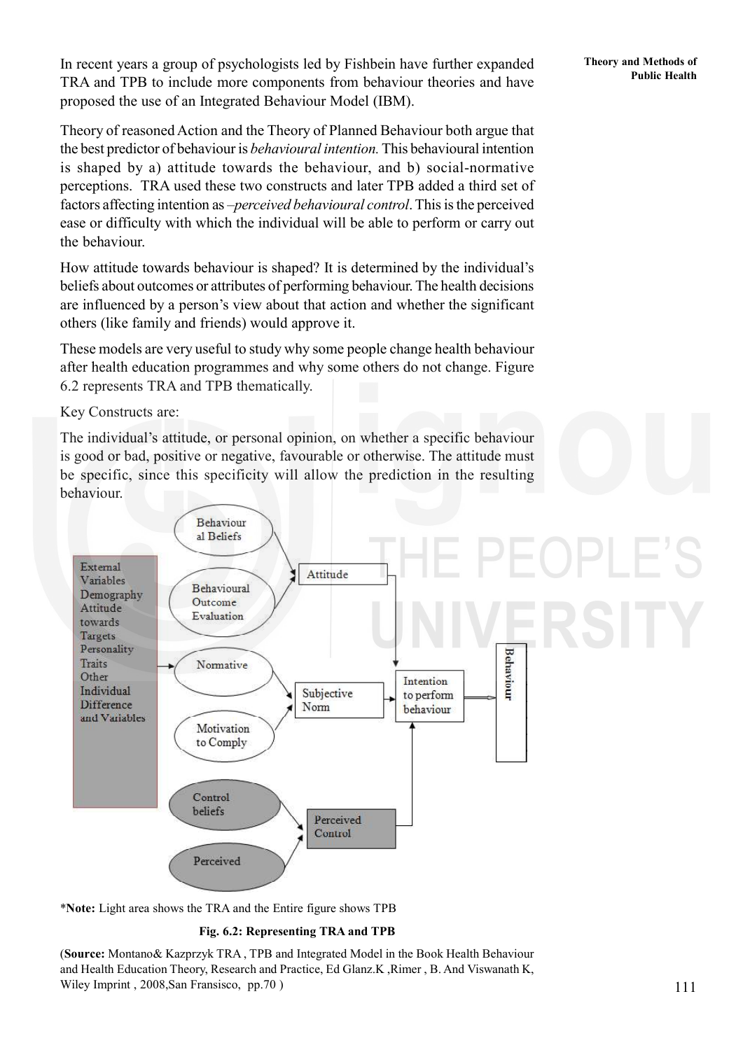In recent years a group of psychologists led by Fishbein have further expanded TRA and TPB to include more components from behaviour theories and have proposed the use of an Integrated Behaviour Model (IBM).

Theory of reasoned Action and the Theory of Planned Behaviour both argue that the best predictor of behaviour is *behavioural intention.* This behavioural intention is shaped by a) attitude towards the behaviour, and b) social-normative perceptions. TRA used these two constructs and later TPB added a third set of factors affecting intention as *–perceived behavioural control*. This is the perceived ease or difficulty with which the individual will be able to perform or carry out the behaviour.

How attitude towards behaviour is shaped? It is determined by the individual's beliefs about outcomes or attributes of performing behaviour. The health decisions are influenced by a person's view about that action and whether the significant others (like family and friends) would approve it.

These models are very useful to study why some people change health behaviour after health education programmes and why some others do not change. Figure 6.2 represents TRA and TPB thematically.

Key Constructs are:

The individual's attitude, or personal opinion, on whether a specific behaviour is good or bad, positive or negative, favourable or otherwise. The attitude must be specific, since this specificity will allow the prediction in the resulting behaviour.

External Variables Demography Attitude towards Targets Personality Traits Other Individual Difference and Variables

Behavioural Beliefs

Behavioural Outcome Evaluation

Attitude

Normative

Motivation to Comply

Subjective Norm

Intention to perform behaviour

Behaviour

Control beliefs

Perceived

Perceived Control

\***Note:** Light area shows the TRA and the Entire figure shows TPB

**Fig. 6.2: Representing TRA and TPB**

(**Source:** Montano& Kazprzyk TRA , TPB and Integrated Model in the Book Health Behaviour and Health Education Theory, Research and Practice, Ed Glanz.K ,Rimer , B. And Viswanath K, Wiley Imprint , 2008,San Fransisco, pp.70 )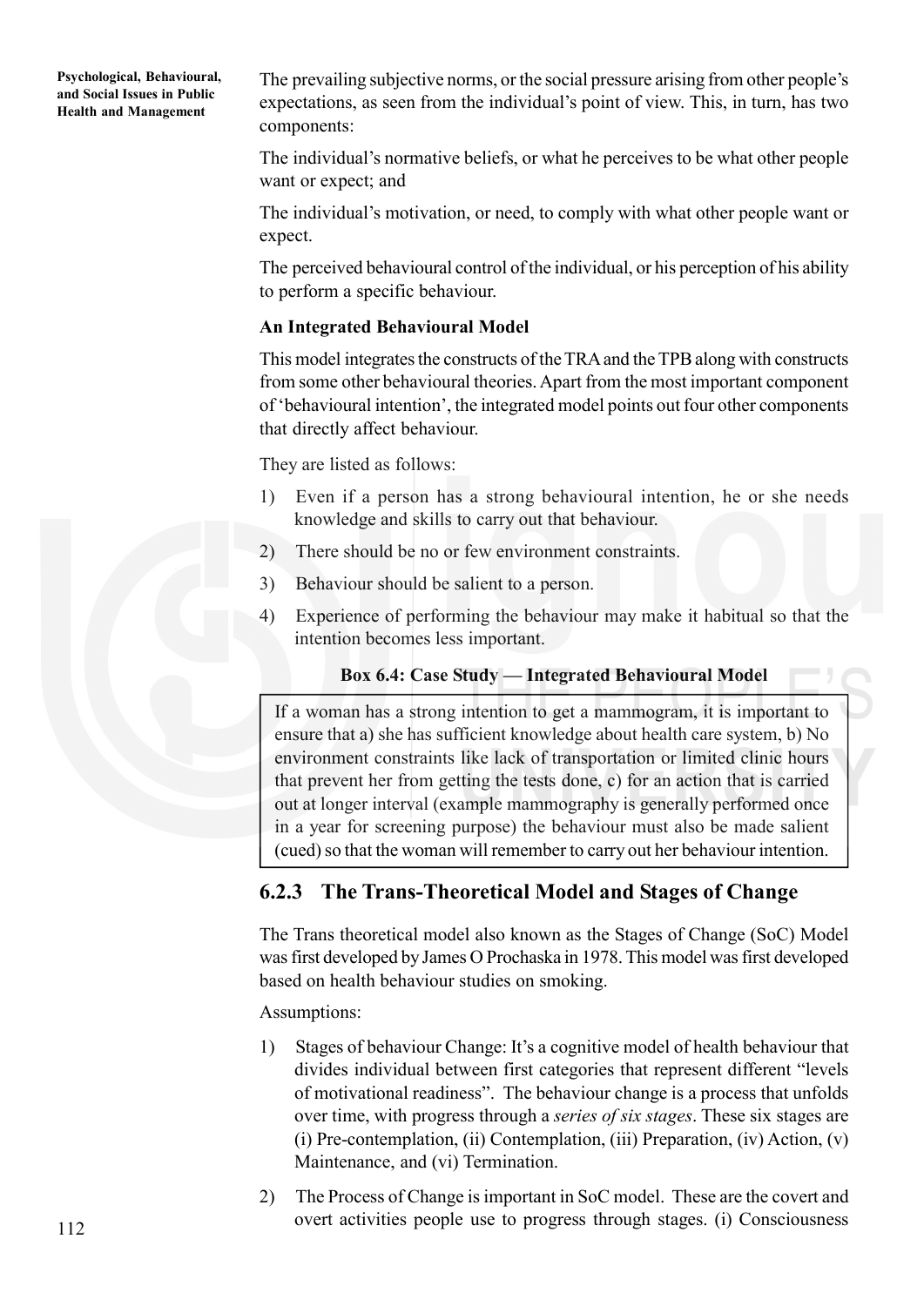The prevailing subjective norms, or the social pressure arising from other people's expectations, as seen from the individual's point of view. This, in turn, has two components:

The individual's normative beliefs, or what he perceives to be what other people want or expect; and

The individual's motivation, or need, to comply with what other people want or expect.

The perceived behavioural control of the individual, or his perception of his ability to perform a specific behaviour.

**An Integrated Behavioural Model**

This model integrates the constructs of the TRA and the TPB along with constructs from some other behavioural theories. Apart from the most important component of 'behavioural intention', the integrated model points out four other components that directly affect behaviour.

They are listed as follows:

1) Even if a person has a strong behavioural intention, he or she needs knowledge and skills to carry out that behaviour.
2) There should be no or few environment constraints.
3) Behaviour should be salient to a person.
4) Experience of performing the behaviour may make it habitual so that the intention becomes less important.

**Box 6.4: Case Study — Integrated Behavioural Model**

If a woman has a strong intention to get a mammogram, it is important to ensure that a) she has sufficient knowledge about health care system, b) No environment constraints like lack of transportation or limited clinic hours that prevent her from getting the tests done, c) for an action that is carried out at longer interval (example mammography is generally performed once in a year for screening purpose) the behaviour must also be made salient (cued) so that the woman will remember to carry out her behaviour intention.

### 6.2.3 The Trans-Theoretical Model and Stages of Change

The Trans theoretical model also known as the Stages of Change (SoC) Model was first developed by James O Prochaska in 1978. This model was first developed based on health behaviour studies on smoking.

Assumptions:

1) Stages of behaviour Change: It's a cognitive model of health behaviour that divides individual between first categories that represent different "levels of motivational readiness". The behaviour change is a process that unfolds over time, with progress through a *series of six stages*. These six stages are (i) Pre-contemplation, (ii) Contemplation, (iii) Preparation, (iv) Action, (v) Maintenance, and (vi) Termination.
2) The Process of Change is important in SoC model. These are the covert and overt activities people use to progress through stages. (i) Consciousness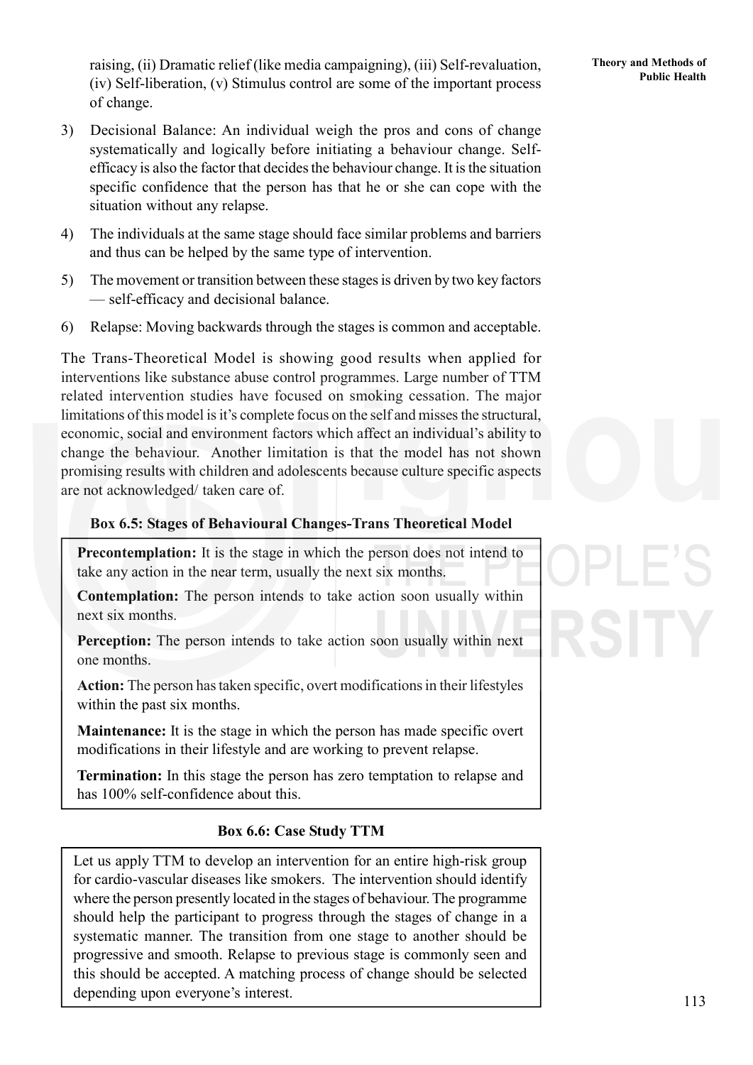raising, (ii) Dramatic relief (like media campaigning), (iii) Self-revaluation, (iv) Self-liberation, (v) Stimulus control are some of the important process of change.

3) Decisional Balance: An individual weigh the pros and cons of change systematically and logically before initiating a behaviour change. Self-efficacy is also the factor that decides the behaviour change. It is the situation specific confidence that the person has that he or she can cope with the situation without any relapse.

4) The individuals at the same stage should face similar problems and barriers and thus can be helped by the same type of intervention.

5) The movement or transition between these stages is driven by two key factors — self-efficacy and decisional balance.

6) Relapse: Moving backwards through the stages is common and acceptable.

The Trans-Theoretical Model is showing good results when applied for interventions like substance abuse control programmes. Large number of TTM related intervention studies have focused on smoking cessation. The major limitations of this model is it's complete focus on the self and misses the structural, economic, social and environment factors which affect an individual's ability to change the behaviour. Another limitation is that the model has not shown promising results with children and adolescents because culture specific aspects are not acknowledged/ taken care of.

**Box 6.5: Stages of Behavioural Changes-Trans Theoretical Model**

**Precontemplation:** It is the stage in which the person does not intend to take any action in the near term, usually the next six months.

**Contemplation:** The person intends to take action soon usually within next six months.

**Perception:** The person intends to take action soon usually within next one months.

**Action:** The person has taken specific, overt modifications in their lifestyles within the past six months.

**Maintenance:** It is the stage in which the person has made specific overt modifications in their lifestyle and are working to prevent relapse.

**Termination:** In this stage the person has zero temptation to relapse and has 100% self-confidence about this.

**Box 6.6: Case Study TTM**

Let us apply TTM to develop an intervention for an entire high-risk group for cardio-vascular diseases like smokers. The intervention should identify where the person presently located in the stages of behaviour. The programme should help the participant to progress through the stages of change in a systematic manner. The transition from one stage to another should be progressive and smooth. Relapse to previous stage is commonly seen and this should be accepted. A matching process of change should be selected depending upon everyone's interest.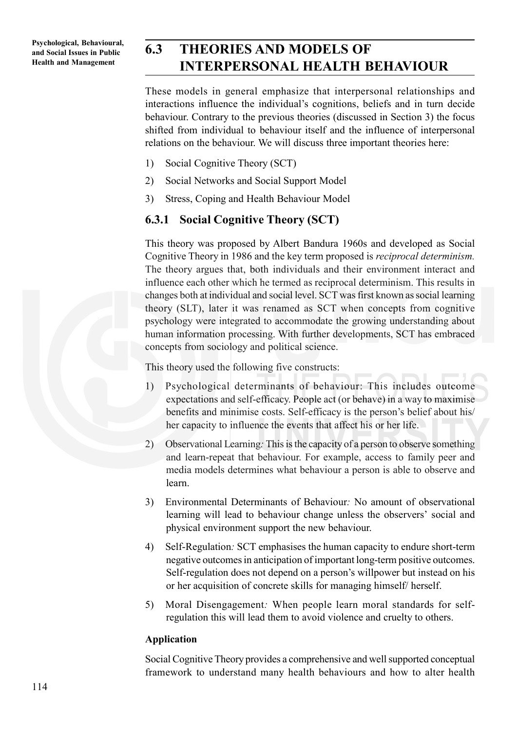## 6.3 THEORIES AND MODELS OF INTERPERSONAL HEALTH BEHAVIOUR

These models in general emphasize that interpersonal relationships and interactions influence the individual's cognitions, beliefs and in turn decide behaviour. Contrary to the previous theories (discussed in Section 3) the focus shifted from individual to behaviour itself and the influence of interpersonal relations on the behaviour. We will discuss three important theories here:

1) Social Cognitive Theory (SCT)
2) Social Networks and Social Support Model
3) Stress, Coping and Health Behaviour Model

### 6.3.1 Social Cognitive Theory (SCT)

This theory was proposed by Albert Bandura 1960s and developed as Social Cognitive Theory in 1986 and the key term proposed is *reciprocal determinism.* The theory argues that, both individuals and their environment interact and influence each other which he termed as reciprocal determinism. This results in changes both at individual and social level. SCT was first known as social learning theory (SLT), later it was renamed as SCT when concepts from cognitive psychology were integrated to accommodate the growing understanding about human information processing. With further developments, SCT has embraced concepts from sociology and political science.

This theory used the following five constructs:

1) Psychological determinants of behaviour: This includes outcome expectations and self-efficacy. People act (or behave) in a way to maximise benefits and minimise costs. Self-efficacy is the person's belief about his/her capacity to influence the events that affect his or her life.

2) Observational Learning*:* This is the capacity of a person to observe something and learn-repeat that behaviour. For example, access to family peer and media models determines what behaviour a person is able to observe and learn.

3) Environmental Determinants of Behaviour*:* No amount of observational learning will lead to behaviour change unless the observers' social and physical environment support the new behaviour.

4) Self-Regulation*:* SCT emphasises the human capacity to endure short-term negative outcomes in anticipation of important long-term positive outcomes. Self-regulation does not depend on a person's willpower but instead on his or her acquisition of concrete skills for managing himself/ herself.

5) Moral Disengagement*:* When people learn moral standards for self-regulation this will lead them to avoid violence and cruelty to others.

**Application**

Social Cognitive Theory provides a comprehensive and well supported conceptual framework to understand many health behaviours and how to alter health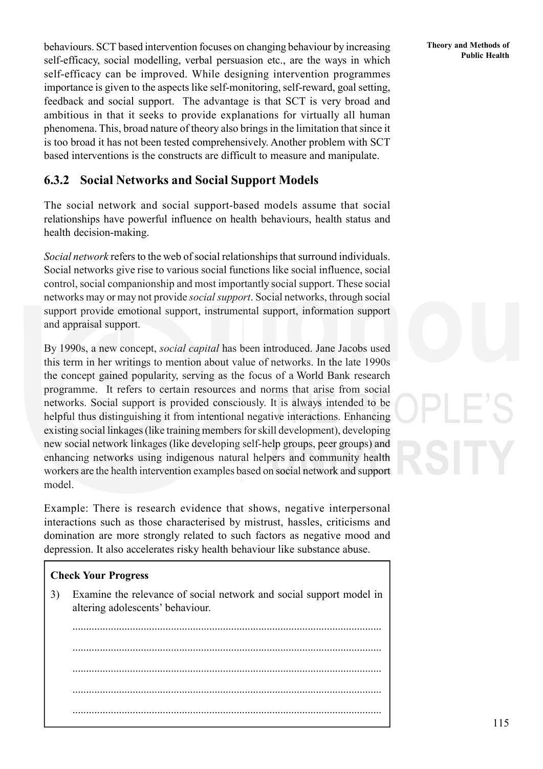behaviours. SCT based intervention focuses on changing behaviour by increasing self-efficacy, social modelling, verbal persuasion etc., are the ways in which self-efficacy can be improved. While designing intervention programmes importance is given to the aspects like self-monitoring, self-reward, goal setting, feedback and social support. The advantage is that SCT is very broad and ambitious in that it seeks to provide explanations for virtually all human phenomena. This, broad nature of theory also brings in the limitation that since it is too broad it has not been tested comprehensively. Another problem with SCT based interventions is the constructs are difficult to measure and manipulate.

### 6.3.2 Social Networks and Social Support Models

The social network and social support-based models assume that social relationships have powerful influence on health behaviours, health status and health decision-making.

*Social network* refers to the web of social relationships that surround individuals. Social networks give rise to various social functions like social influence, social control, social companionship and most importantly social support. These social networks may or may not provide *social support*. Social networks, through social support provide emotional support, instrumental support, information support and appraisal support.

By 1990s, a new concept, *social capital* has been introduced. Jane Jacobs used this term in her writings to mention about value of networks. In the late 1990s the concept gained popularity, serving as the focus of a World Bank research programme. It refers to certain resources and norms that arise from social networks. Social support is provided consciously. It is always intended to be helpful thus distinguishing it from intentional negative interactions. Enhancing existing social linkages (like training members for skill development), developing new social network linkages (like developing self-help groups, peer groups) and enhancing networks using indigenous natural helpers and community health workers are the health intervention examples based on social network and support model.

Example: There is research evidence that shows, negative interpersonal interactions such as those characterised by mistrust, hassles, criticisms and domination are more strongly related to such factors as negative mood and depression. It also accelerates risky health behaviour like substance abuse.

**Check Your Progress**

3) Examine the relevance of social network and social support model in altering adolescents' behaviour.

...............................................................................................................

...............................................................................................................

...............................................................................................................

...............................................................................................................

...............................................................................................................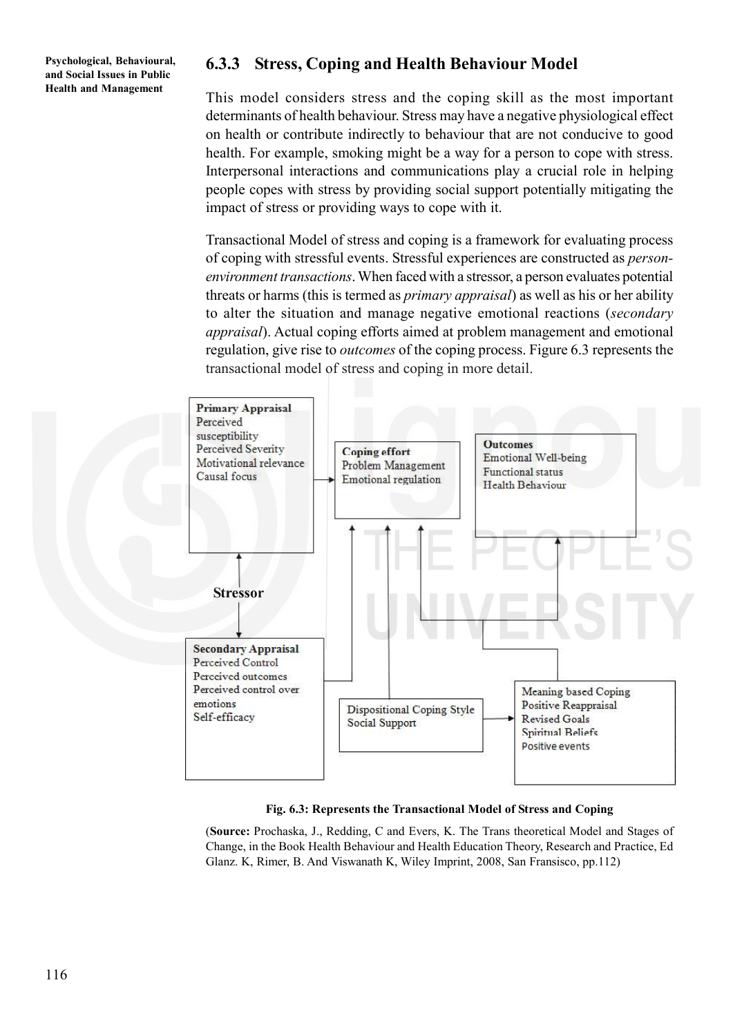### 6.3.3 Stress, Coping and Health Behaviour Model

This model considers stress and the coping skill as the most important determinants of health behaviour. Stress may have a negative physiological effect on health or contribute indirectly to behaviour that are not conducive to good health. For example, smoking might be a way for a person to cope with stress. Interpersonal interactions and communications play a crucial role in helping people copes with stress by providing social support potentially mitigating the impact of stress or providing ways to cope with it.

Transactional Model of stress and coping is a framework for evaluating process of coping with stressful events. Stressful experiences are constructed as *person-environment transactions*. When faced with a stressor, a person evaluates potential threats or harms (this is termed as *primary appraisal*) as well as his or her ability to alter the situation and manage negative emotional reactions (*secondary appraisal*). Actual coping efforts aimed at problem management and emotional regulation, give rise to *outcomes* of the coping process. Figure 6.3 represents the transactional model of stress and coping in more detail.

**Primary Appraisal**
Perceived susceptibility
Perceived Severity
Motivational relevance
Causal focus

**Coping effort**
Problem Management
Emotional regulation

**Outcomes**
Emotional Well-being
Functional status
Health Behaviour

**Stressor**

**Secondary Appraisal**
Perceived Control
Perceived outcomes
Perceived control over emotions
Self-efficacy

Dispositional Coping Style
Social Support

Meaning based Coping
Positive Reappraisal
Revised Goals
Spiritual Beliefs
Positive events

**Fig. 6.3: Represents the Transactional Model of Stress and Coping**

(**Source:** Prochaska, J., Redding, C and Evers, K. The Trans theoretical Model and Stages of Change, in the Book Health Behaviour and Health Education Theory, Research and Practice, Ed Glanz. K, Rimer, B. And Viswanath K, Wiley Imprint, 2008, San Fransisco, pp.112)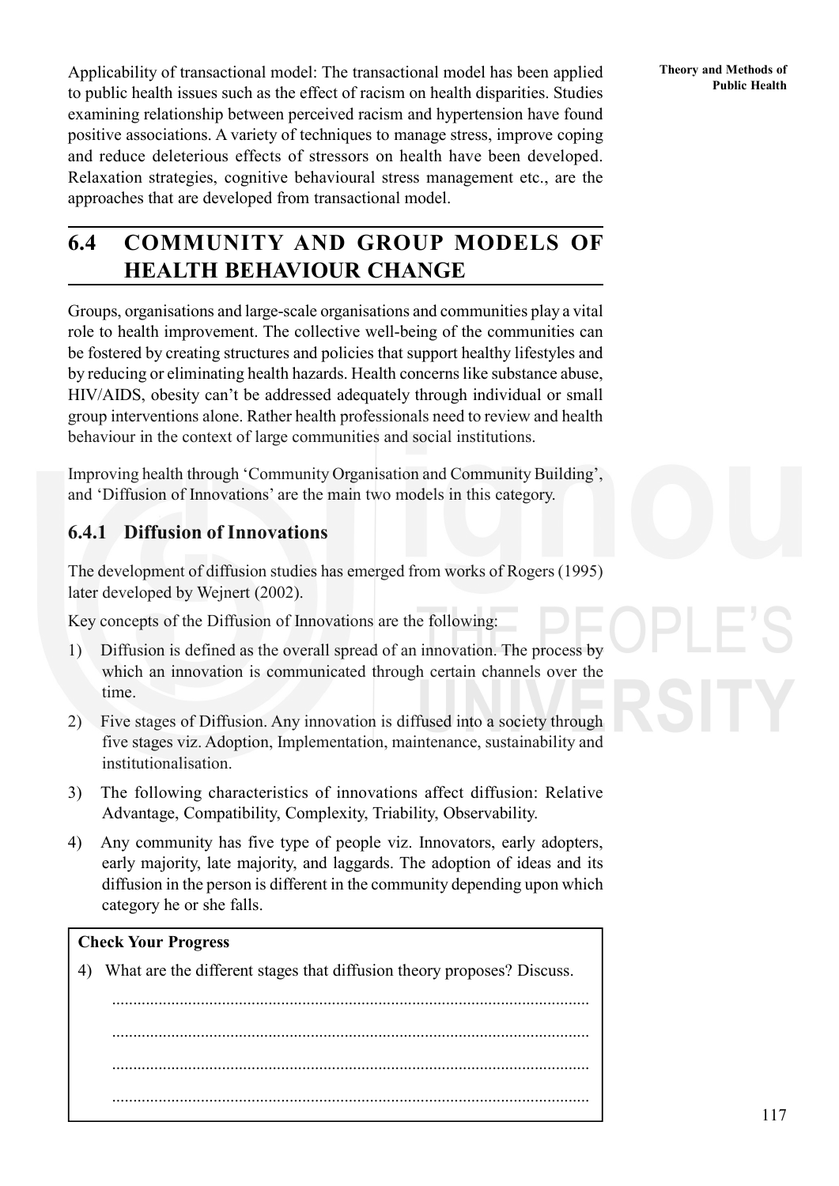Applicability of transactional model: The transactional model has been applied to public health issues such as the effect of racism on health disparities. Studies examining relationship between perceived racism and hypertension have found positive associations. A variety of techniques to manage stress, improve coping and reduce deleterious effects of stressors on health have been developed. Relaxation strategies, cognitive behavioural stress management etc., are the approaches that are developed from transactional model.

## 6.4 COMMUNITY AND GROUP MODELS OF HEALTH BEHAVIOUR CHANGE

Groups, organisations and large-scale organisations and communities play a vital role to health improvement. The collective well-being of the communities can be fostered by creating structures and policies that support healthy lifestyles and by reducing or eliminating health hazards. Health concerns like substance abuse, HIV/AIDS, obesity can't be addressed adequately through individual or small group interventions alone. Rather health professionals need to review and health behaviour in the context of large communities and social institutions.

Improving health through 'Community Organisation and Community Building', and 'Diffusion of Innovations' are the main two models in this category.

### 6.4.1 Diffusion of Innovations

The development of diffusion studies has emerged from works of Rogers (1995) later developed by Wejnert (2002).

Key concepts of the Diffusion of Innovations are the following:

1) Diffusion is defined as the overall spread of an innovation. The process by which an innovation is communicated through certain channels over the time.
2) Five stages of Diffusion. Any innovation is diffused into a society through five stages viz. Adoption, Implementation, maintenance, sustainability and institutionalisation.
3) The following characteristics of innovations affect diffusion: Relative Advantage, Compatibility, Complexity, Triability, Observability.
4) Any community has five type of people viz. Innovators, early adopters, early majority, late majority, and laggards. The adoption of ideas and its diffusion in the person is different in the community depending upon which category he or she falls.

**Check Your Progress**

4) What are the different stages that diffusion theory proposes? Discuss.

..............................................................................................................

..............................................................................................................

..............................................................................................................

..............................................................................................................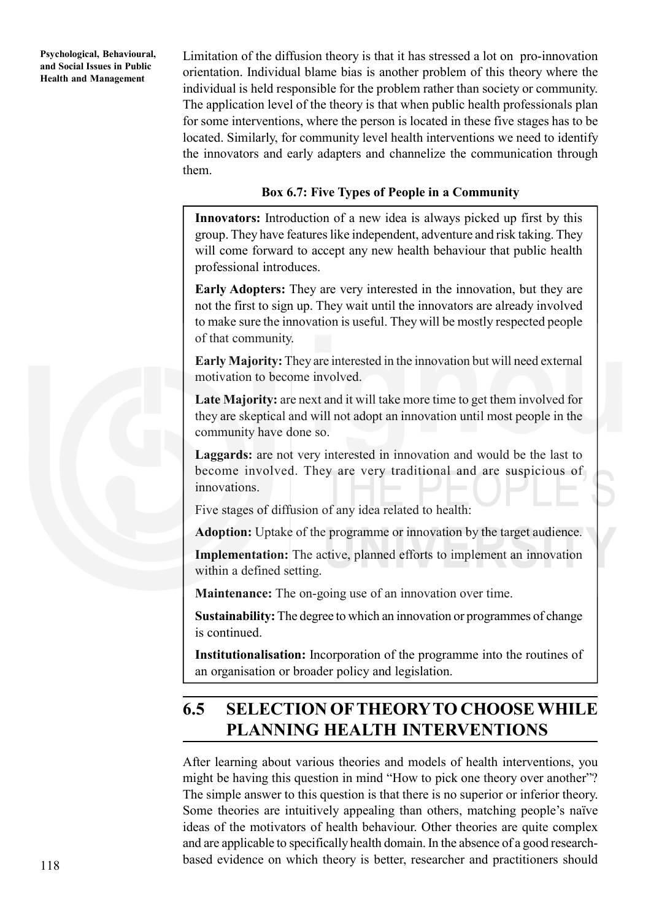Limitation of the diffusion theory is that it has stressed a lot on pro-innovation orientation. Individual blame bias is another problem of this theory where the individual is held responsible for the problem rather than society or community. The application level of the theory is that when public health professionals plan for some interventions, where the person is located in these five stages has to be located. Similarly, for community level health interventions we need to identify the innovators and early adapters and channelize the communication through them.

**Box 6.7: Five Types of People in a Community**

**Innovators:** Introduction of a new idea is always picked up first by this group. They have features like independent, adventure and risk taking. They will come forward to accept any new health behaviour that public health professional introduces.

**Early Adopters:** They are very interested in the innovation, but they are not the first to sign up. They wait until the innovators are already involved to make sure the innovation is useful. They will be mostly respected people of that community.

**Early Majority:** They are interested in the innovation but will need external motivation to become involved.

**Late Majority:** are next and it will take more time to get them involved for they are skeptical and will not adopt an innovation until most people in the community have done so.

**Laggards:** are not very interested in innovation and would be the last to become involved. They are very traditional and are suspicious of innovations.

Five stages of diffusion of any idea related to health:

**Adoption:** Uptake of the programme or innovation by the target audience.

**Implementation:** The active, planned efforts to implement an innovation within a defined setting.

**Maintenance:** The on-going use of an innovation over time.

**Sustainability:** The degree to which an innovation or programmes of change is continued.

**Institutionalisation:** Incorporation of the programme into the routines of an organisation or broader policy and legislation.

## 6.5 SELECTION OF THEORY TO CHOOSE WHILE PLANNING HEALTH INTERVENTIONS

After learning about various theories and models of health interventions, you might be having this question in mind "How to pick one theory over another"? The simple answer to this question is that there is no superior or inferior theory. Some theories are intuitively appealing than others, matching people's naïve ideas of the motivators of health behaviour. Other theories are quite complex and are applicable to specifically health domain. In the absence of a good research-based evidence on which theory is better, researcher and practitioners should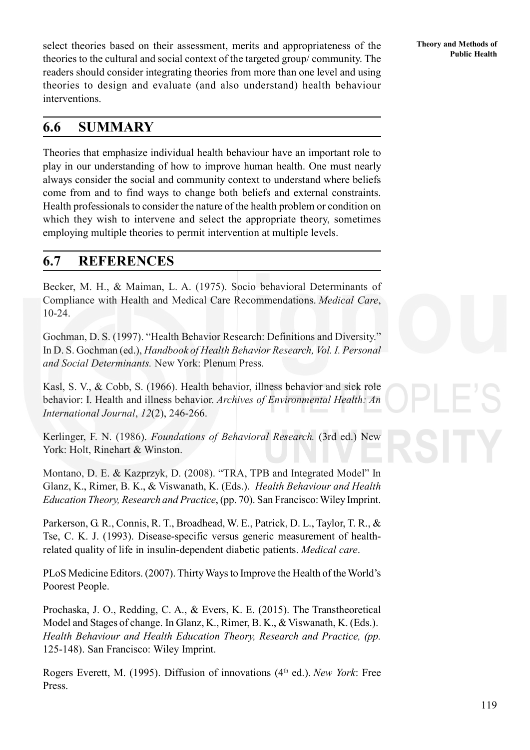select theories based on their assessment, merits and appropriateness of the theories to the cultural and social context of the targeted group/ community. The readers should consider integrating theories from more than one level and using theories to design and evaluate (and also understand) health behaviour interventions.

## 6.6 SUMMARY

Theories that emphasize individual health behaviour have an important role to play in our understanding of how to improve human health. One must nearly always consider the social and community context to understand where beliefs come from and to find ways to change both beliefs and external constraints. Health professionals to consider the nature of the health problem or condition on which they wish to intervene and select the appropriate theory, sometimes employing multiple theories to permit intervention at multiple levels.

## 6.7 REFERENCES

Becker, M. H., & Maiman, L. A. (1975). Socio behavioral Determinants of Compliance with Health and Medical Care Recommendations. *Medical Care*, 10-24.

Gochman, D. S. (1997). "Health Behavior Research: Definitions and Diversity." In D. S. Gochman (ed.), *Handbook of Health Behavior Research, Vol. I. Personal and Social Determinants.* New York: Plenum Press.

Kasl, S. V., & Cobb, S. (1966). Health behavior, illness behavior and sick role behavior: I. Health and illness behavior. *Archives of Environmental Health: An International Journal*, *12*(2), 246-266.

Kerlinger, F. N. (1986). *Foundations of Behavioral Research.* (3rd ed.) New York: Holt, Rinehart & Winston.

Montano, D. E. & Kazprzyk, D. (2008). "TRA, TPB and Integrated Model" In Glanz, K., Rimer, B. K., & Viswanath, K. (Eds.). *Health Behaviour and Health Education Theory, Research and Practice*, (pp. 70). San Francisco: Wiley Imprint.

Parkerson, G. R., Connis, R. T., Broadhead, W. E., Patrick, D. L., Taylor, T. R., & Tse, C. K. J. (1993). Disease-specific versus generic measurement of health-related quality of life in insulin-dependent diabetic patients. *Medical care*.

PLoS Medicine Editors. (2007). Thirty Ways to Improve the Health of the World's Poorest People.

Prochaska, J. O., Redding, C. A., & Evers, K. E. (2015). The Transtheoretical Model and Stages of change. In Glanz, K., Rimer, B. K., & Viswanath, K. (Eds.). *Health Behaviour and Health Education Theory, Research and Practice, (pp.* 125-148). San Francisco: Wiley Imprint.

Rogers Everett, M. (1995). Diffusion of innovations (4th ed.). *New York*: Free Press.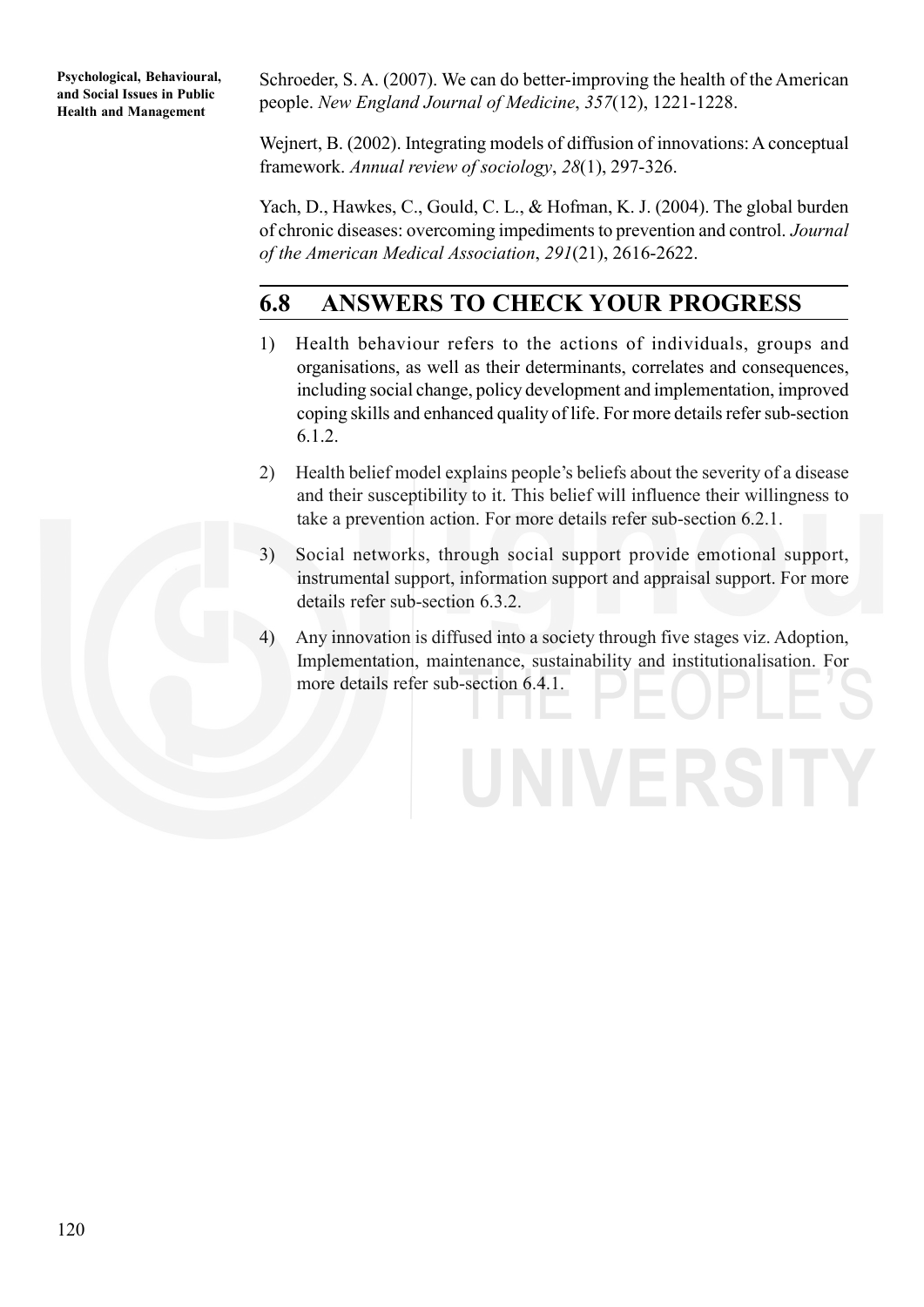Schroeder, S. A. (2007). We can do better-improving the health of the American people. *New England Journal of Medicine*, *357*(12), 1221-1228.

Wejnert, B. (2002). Integrating models of diffusion of innovations: A conceptual framework. *Annual review of sociology*, *28*(1), 297-326.

Yach, D., Hawkes, C., Gould, C. L., & Hofman, K. J. (2004). The global burden of chronic diseases: overcoming impediments to prevention and control. *Journal of the American Medical Association*, *291*(21), 2616-2622.

## 6.8 ANSWERS TO CHECK YOUR PROGRESS

1) Health behaviour refers to the actions of individuals, groups and organisations, as well as their determinants, correlates and consequences, including social change, policy development and implementation, improved coping skills and enhanced quality of life. For more details refer sub-section 6.1.2.

2) Health belief model explains people's beliefs about the severity of a disease and their susceptibility to it. This belief will influence their willingness to take a prevention action. For more details refer sub-section 6.2.1.

3) Social networks, through social support provide emotional support, instrumental support, information support and appraisal support. For more details refer sub-section 6.3.2.

4) Any innovation is diffused into a society through five stages viz. Adoption, Implementation, maintenance, sustainability and institutionalisation. For more details refer sub-section 6.4.1.